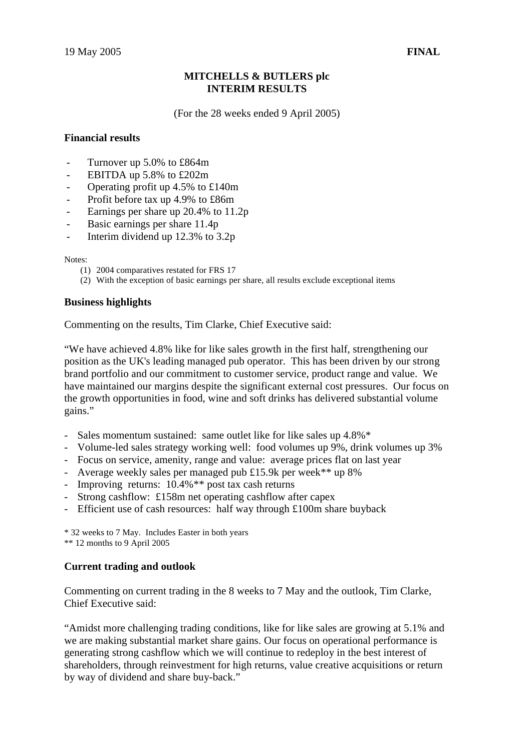19 May 2005 **FINAL**

**MITCHELLS & BUTLERS plc**
**INTERIM RESULTS**

(For the 28 weeks ended 9 April 2005)

### Financial results

- Turnover up 5.0% to £864m
- EBITDA up 5.8% to £202m
- Operating profit up 4.5% to £140m
- Profit before tax up 4.9% to £86m
- Earnings per share up 20.4% to 11.2p
- Basic earnings per share 11.4p
- Interim dividend up 12.3% to 3.2p

Notes:

1. 2004 comparatives restated for FRS 17
2. With the exception of basic earnings per share, all results exclude exceptional items

### Business highlights

Commenting on the results, Tim Clarke, Chief Executive said:

"We have achieved 4.8% like for like sales growth in the first half, strengthening our position as the UK's leading managed pub operator. This has been driven by our strong brand portfolio and our commitment to customer service, product range and value. We have maintained our margins despite the significant external cost pressures. Our focus on the growth opportunities in food, wine and soft drinks has delivered substantial volume gains."

- Sales momentum sustained: same outlet like for like sales up 4.8%*
- Volume-led sales strategy working well: food volumes up 9%, drink volumes up 3%
- Focus on service, amenity, range and value: average prices flat on last year
- Average weekly sales per managed pub £15.9k per week** up 8%
- Improving returns: 10.4%** post tax cash returns
- Strong cashflow: £158m net operating cashflow after capex
- Efficient use of cash resources: half way through £100m share buyback

\* 32 weeks to 7 May. Includes Easter in both years
\** 12 months to 9 April 2005

### Current trading and outlook

Commenting on current trading in the 8 weeks to 7 May and the outlook, Tim Clarke, Chief Executive said:

"Amidst more challenging trading conditions, like for like sales are growing at 5.1% and we are making substantial market share gains. Our focus on operational performance is generating strong cashflow which we will continue to redeploy in the best interest of shareholders, through reinvestment for high returns, value creative acquisitions or return by way of dividend and share buy-back."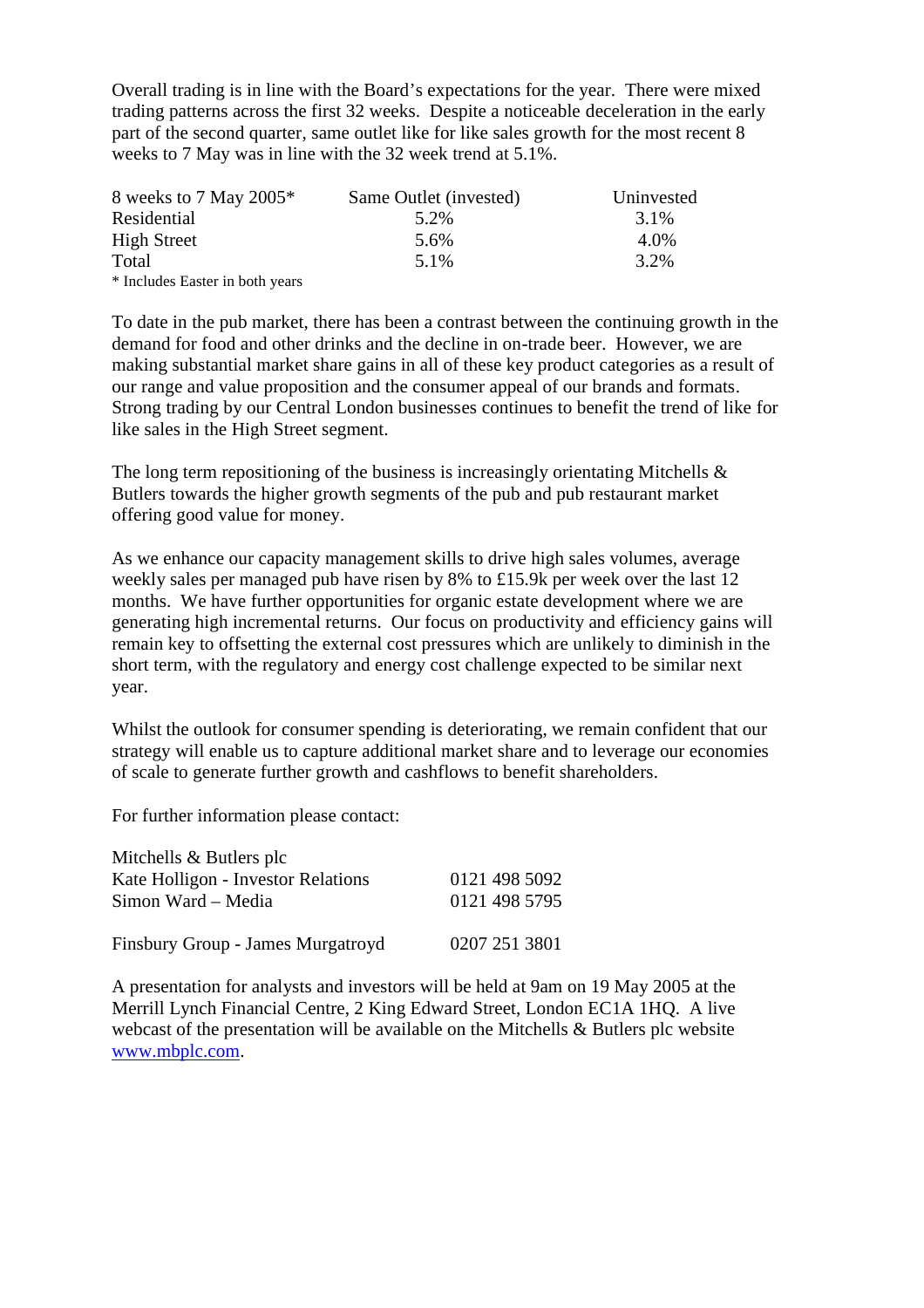Overall trading is in line with the Board's expectations for the year. There were mixed trading patterns across the first 32 weeks. Despite a noticeable deceleration in the early part of the second quarter, same outlet like for like sales growth for the most recent 8 weeks to 7 May was in line with the 32 week trend at 5.1%.

| 8 weeks to 7 May 2005* | Same Outlet (invested) | Uninvested |
|---|---|---|
| Residential | 5.2% | 3.1% |
| High Street | 5.6% | 4.0% |
| Total | 5.1% | 3.2% |

\* Includes Easter in both years

To date in the pub market, there has been a contrast between the continuing growth in the demand for food and other drinks and the decline in on-trade beer. However, we are making substantial market share gains in all of these key product categories as a result of our range and value proposition and the consumer appeal of our brands and formats. Strong trading by our Central London businesses continues to benefit the trend of like for like sales in the High Street segment.

The long term repositioning of the business is increasingly orientating Mitchells & Butlers towards the higher growth segments of the pub and pub restaurant market offering good value for money.

As we enhance our capacity management skills to drive high sales volumes, average weekly sales per managed pub have risen by 8% to £15.9k per week over the last 12 months. We have further opportunities for organic estate development where we are generating high incremental returns. Our focus on productivity and efficiency gains will remain key to offsetting the external cost pressures which are unlikely to diminish in the short term, with the regulatory and energy cost challenge expected to be similar next year.

Whilst the outlook for consumer spending is deteriorating, we remain confident that our strategy will enable us to capture additional market share and to leverage our economies of scale to generate further growth and cashflows to benefit shareholders.

For further information please contact:

Mitchells & Butlers plc
Kate Holligon - Investor Relations 0121 498 5092
Simon Ward – Media 0121 498 5795

Finsbury Group - James Murgatroyd 0207 251 3801

A presentation for analysts and investors will be held at 9am on 19 May 2005 at the Merrill Lynch Financial Centre, 2 King Edward Street, London EC1A 1HQ. A live webcast of the presentation will be available on the Mitchells & Butlers plc website www.mbplc.com.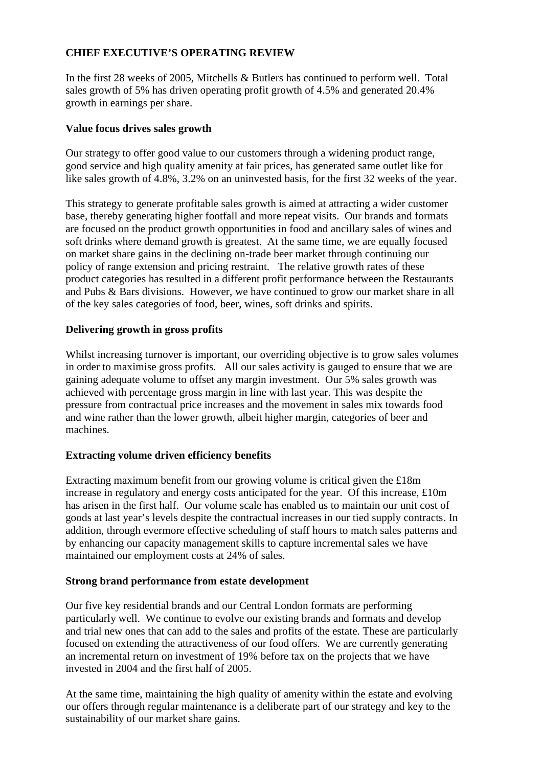## CHIEF EXECUTIVE'S OPERATING REVIEW

In the first 28 weeks of 2005, Mitchells & Butlers has continued to perform well. Total sales growth of 5% has driven operating profit growth of 4.5% and generated 20.4% growth in earnings per share.

### Value focus drives sales growth

Our strategy to offer good value to our customers through a widening product range, good service and high quality amenity at fair prices, has generated same outlet like for like sales growth of 4.8%, 3.2% on an uninvested basis, for the first 32 weeks of the year.

This strategy to generate profitable sales growth is aimed at attracting a wider customer base, thereby generating higher footfall and more repeat visits. Our brands and formats are focused on the product growth opportunities in food and ancillary sales of wines and soft drinks where demand growth is greatest. At the same time, we are equally focused on market share gains in the declining on-trade beer market through continuing our policy of range extension and pricing restraint. The relative growth rates of these product categories has resulted in a different profit performance between the Restaurants and Pubs & Bars divisions. However, we have continued to grow our market share in all of the key sales categories of food, beer, wines, soft drinks and spirits.

### Delivering growth in gross profits

Whilst increasing turnover is important, our overriding objective is to grow sales volumes in order to maximise gross profits. All our sales activity is gauged to ensure that we are gaining adequate volume to offset any margin investment. Our 5% sales growth was achieved with percentage gross margin in line with last year. This was despite the pressure from contractual price increases and the movement in sales mix towards food and wine rather than the lower growth, albeit higher margin, categories of beer and machines.

### Extracting volume driven efficiency benefits

Extracting maximum benefit from our growing volume is critical given the £18m increase in regulatory and energy costs anticipated for the year. Of this increase, £10m has arisen in the first half. Our volume scale has enabled us to maintain our unit cost of goods at last year's levels despite the contractual increases in our tied supply contracts. In addition, through evermore effective scheduling of staff hours to match sales patterns and by enhancing our capacity management skills to capture incremental sales we have maintained our employment costs at 24% of sales.

### Strong brand performance from estate development

Our five key residential brands and our Central London formats are performing particularly well. We continue to evolve our existing brands and formats and develop and trial new ones that can add to the sales and profits of the estate. These are particularly focused on extending the attractiveness of our food offers. We are currently generating an incremental return on investment of 19% before tax on the projects that we have invested in 2004 and the first half of 2005.

At the same time, maintaining the high quality of amenity within the estate and evolving our offers through regular maintenance is a deliberate part of our strategy and key to the sustainability of our market share gains.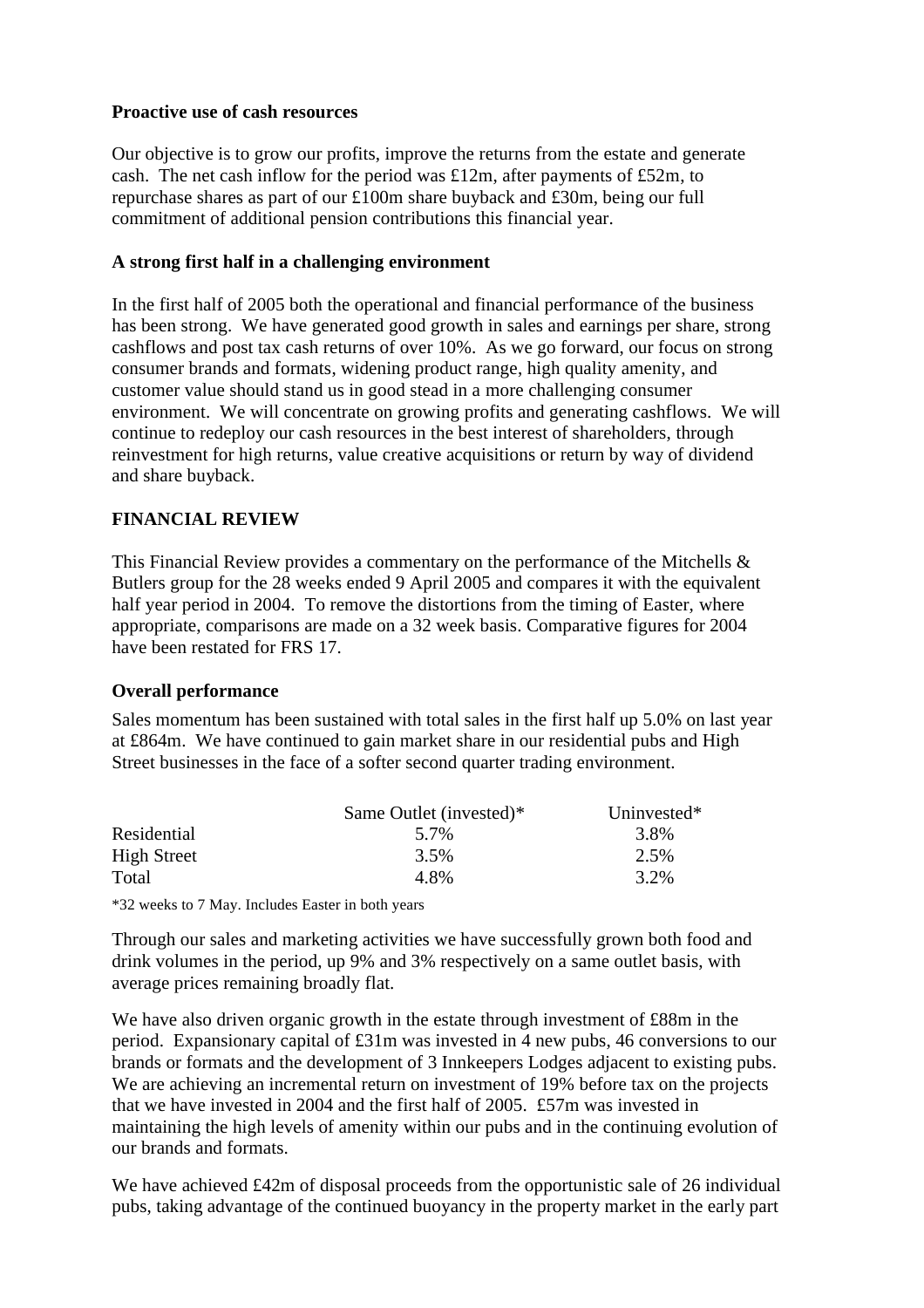**Proactive use of cash resources**

Our objective is to grow our profits, improve the returns from the estate and generate cash. The net cash inflow for the period was £12m, after payments of £52m, to repurchase shares as part of our £100m share buyback and £30m, being our full commitment of additional pension contributions this financial year.

**A strong first half in a challenging environment**

In the first half of 2005 both the operational and financial performance of the business has been strong. We have generated good growth in sales and earnings per share, strong cashflows and post tax cash returns of over 10%. As we go forward, our focus on strong consumer brands and formats, widening product range, high quality amenity, and customer value should stand us in good stead in a more challenging consumer environment. We will concentrate on growing profits and generating cashflows. We will continue to redeploy our cash resources in the best interest of shareholders, through reinvestment for high returns, value creative acquisitions or return by way of dividend and share buyback.

## FINANCIAL REVIEW

This Financial Review provides a commentary on the performance of the Mitchells & Butlers group for the 28 weeks ended 9 April 2005 and compares it with the equivalent half year period in 2004. To remove the distortions from the timing of Easter, where appropriate, comparisons are made on a 32 week basis. Comparative figures for 2004 have been restated for FRS 17.

**Overall performance**

Sales momentum has been sustained with total sales in the first half up 5.0% on last year at £864m. We have continued to gain market share in our residential pubs and High Street businesses in the face of a softer second quarter trading environment.

| | Same Outlet (invested)* | Uninvested* |
|---|---|---|
| Residential | 5.7% | 3.8% |
| High Street | 3.5% | 2.5% |
| Total | 4.8% | 3.2% |

*32 weeks to 7 May. Includes Easter in both years

Through our sales and marketing activities we have successfully grown both food and drink volumes in the period, up 9% and 3% respectively on a same outlet basis, with average prices remaining broadly flat.

We have also driven organic growth in the estate through investment of £88m in the period. Expansionary capital of £31m was invested in 4 new pubs, 46 conversions to our brands or formats and the development of 3 Innkeepers Lodges adjacent to existing pubs. We are achieving an incremental return on investment of 19% before tax on the projects that we have invested in 2004 and the first half of 2005. £57m was invested in maintaining the high levels of amenity within our pubs and in the continuing evolution of our brands and formats.

We have achieved £42m of disposal proceeds from the opportunistic sale of 26 individual pubs, taking advantage of the continued buoyancy in the property market in the early part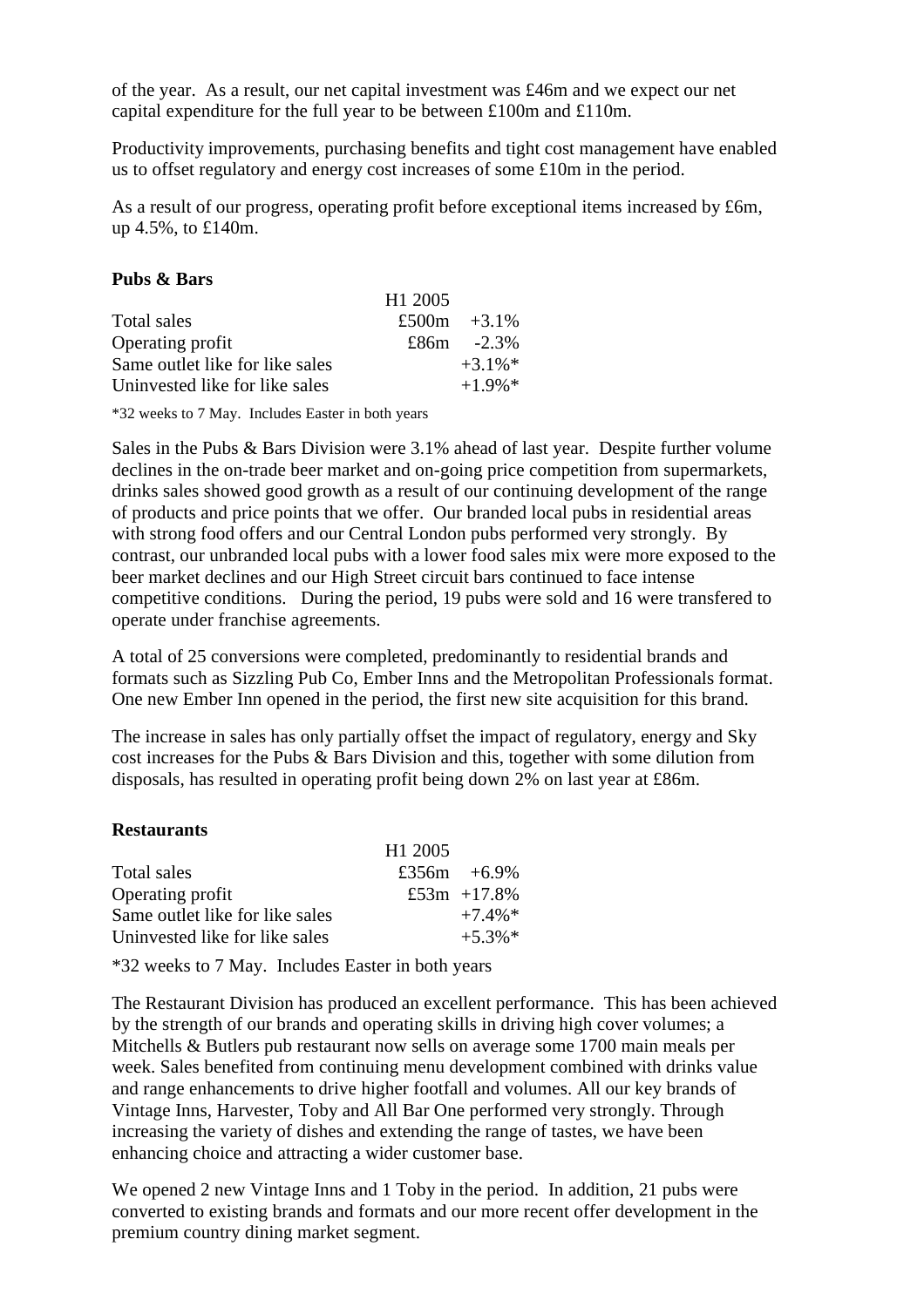of the year. As a result, our net capital investment was £46m and we expect our net capital expenditure for the full year to be between £100m and £110m.

Productivity improvements, purchasing benefits and tight cost management have enabled us to offset regulatory and energy cost increases of some £10m in the period.

As a result of our progress, operating profit before exceptional items increased by £6m, up 4.5%, to £140m.

**Pubs & Bars**

| | H1 2005 | |
|---|---|---|
| Total sales | £500m | +3.1% |
| Operating profit | £86m | -2.3% |
| Same outlet like for like sales | | +3.1%* |
| Uninvested like for like sales | | +1.9%* |

*32 weeks to 7 May. Includes Easter in both years

Sales in the Pubs & Bars Division were 3.1% ahead of last year. Despite further volume declines in the on-trade beer market and on-going price competition from supermarkets, drinks sales showed good growth as a result of our continuing development of the range of products and price points that we offer. Our branded local pubs in residential areas with strong food offers and our Central London pubs performed very strongly. By contrast, our unbranded local pubs with a lower food sales mix were more exposed to the beer market declines and our High Street circuit bars continued to face intense competitive conditions. During the period, 19 pubs were sold and 16 were transfered to operate under franchise agreements.

A total of 25 conversions were completed, predominantly to residential brands and formats such as Sizzling Pub Co, Ember Inns and the Metropolitan Professionals format. One new Ember Inn opened in the period, the first new site acquisition for this brand.

The increase in sales has only partially offset the impact of regulatory, energy and Sky cost increases for the Pubs & Bars Division and this, together with some dilution from disposals, has resulted in operating profit being down 2% on last year at £86m.

**Restaurants**

| | H1 2005 | |
|---|---|---|
| Total sales | £356m | +6.9% |
| Operating profit | £53m | +17.8% |
| Same outlet like for like sales | | +7.4%* |
| Uninvested like for like sales | | +5.3%* |

*32 weeks to 7 May. Includes Easter in both years

The Restaurant Division has produced an excellent performance. This has been achieved by the strength of our brands and operating skills in driving high cover volumes; a Mitchells & Butlers pub restaurant now sells on average some 1700 main meals per week. Sales benefited from continuing menu development combined with drinks value and range enhancements to drive higher footfall and volumes. All our key brands of Vintage Inns, Harvester, Toby and All Bar One performed very strongly. Through increasing the variety of dishes and extending the range of tastes, we have been enhancing choice and attracting a wider customer base.

We opened 2 new Vintage Inns and 1 Toby in the period. In addition, 21 pubs were converted to existing brands and formats and our more recent offer development in the premium country dining market segment.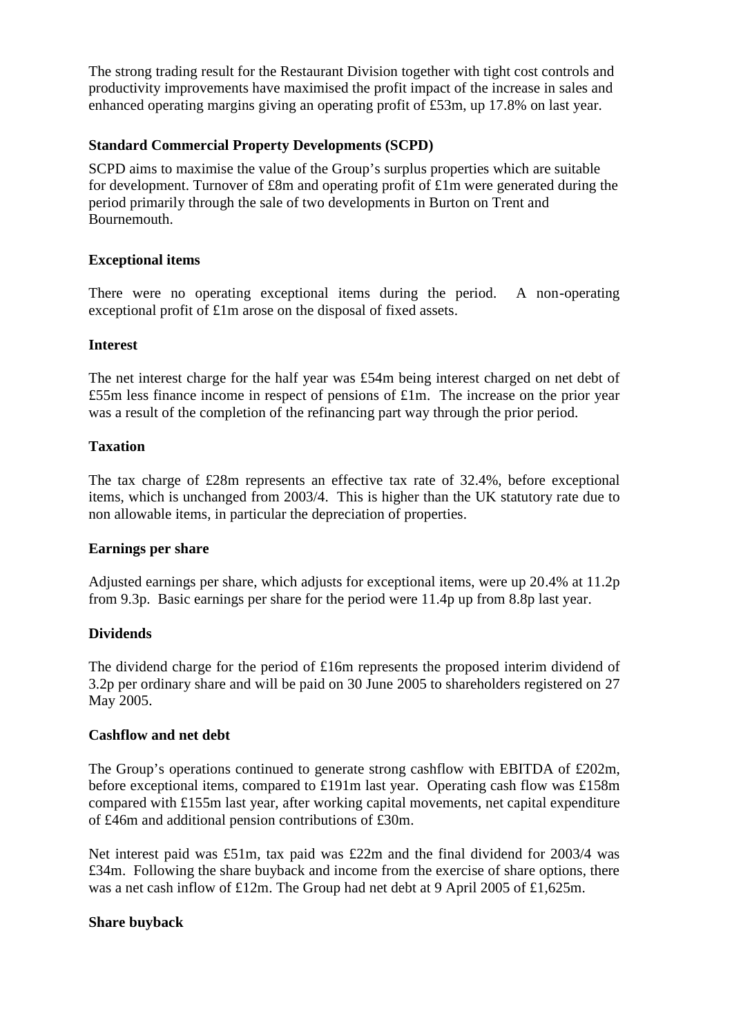The strong trading result for the Restaurant Division together with tight cost controls and productivity improvements have maximised the profit impact of the increase in sales and enhanced operating margins giving an operating profit of £53m, up 17.8% on last year.

**Standard Commercial Property Developments (SCPD)**

SCPD aims to maximise the value of the Group's surplus properties which are suitable for development. Turnover of £8m and operating profit of £1m were generated during the period primarily through the sale of two developments in Burton on Trent and Bournemouth.

**Exceptional items**

There were no operating exceptional items during the period. A non-operating exceptional profit of £1m arose on the disposal of fixed assets.

**Interest**

The net interest charge for the half year was £54m being interest charged on net debt of £55m less finance income in respect of pensions of £1m. The increase on the prior year was a result of the completion of the refinancing part way through the prior period.

**Taxation**

The tax charge of £28m represents an effective tax rate of 32.4%, before exceptional items, which is unchanged from 2003/4. This is higher than the UK statutory rate due to non allowable items, in particular the depreciation of properties.

**Earnings per share**

Adjusted earnings per share, which adjusts for exceptional items, were up 20.4% at 11.2p from 9.3p. Basic earnings per share for the period were 11.4p up from 8.8p last year.

**Dividends**

The dividend charge for the period of £16m represents the proposed interim dividend of 3.2p per ordinary share and will be paid on 30 June 2005 to shareholders registered on 27 May 2005.

**Cashflow and net debt**

The Group's operations continued to generate strong cashflow with EBITDA of £202m, before exceptional items, compared to £191m last year. Operating cash flow was £158m compared with £155m last year, after working capital movements, net capital expenditure of £46m and additional pension contributions of £30m.

Net interest paid was £51m, tax paid was £22m and the final dividend for 2003/4 was £34m. Following the share buyback and income from the exercise of share options, there was a net cash inflow of £12m. The Group had net debt at 9 April 2005 of £1,625m.

**Share buyback**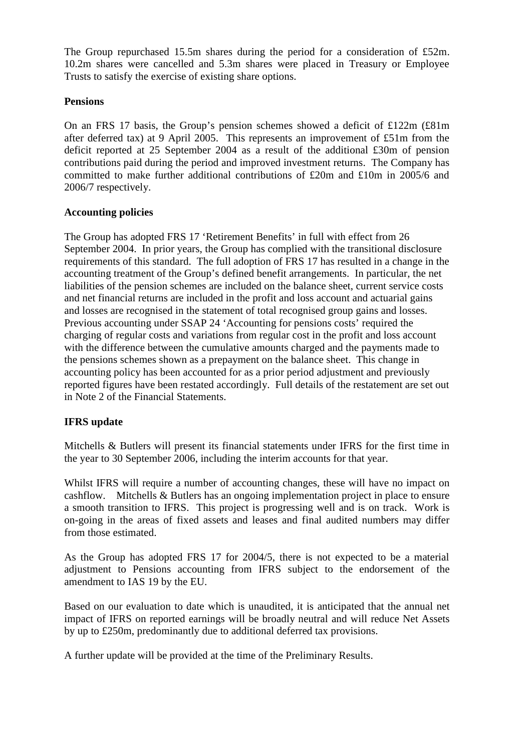The Group repurchased 15.5m shares during the period for a consideration of £52m. 10.2m shares were cancelled and 5.3m shares were placed in Treasury or Employee Trusts to satisfy the exercise of existing share options.

**Pensions**

On an FRS 17 basis, the Group's pension schemes showed a deficit of £122m (£81m after deferred tax) at 9 April 2005. This represents an improvement of £51m from the deficit reported at 25 September 2004 as a result of the additional £30m of pension contributions paid during the period and improved investment returns. The Company has committed to make further additional contributions of £20m and £10m in 2005/6 and 2006/7 respectively.

**Accounting policies**

The Group has adopted FRS 17 'Retirement Benefits' in full with effect from 26 September 2004. In prior years, the Group has complied with the transitional disclosure requirements of this standard. The full adoption of FRS 17 has resulted in a change in the accounting treatment of the Group's defined benefit arrangements. In particular, the net liabilities of the pension schemes are included on the balance sheet, current service costs and net financial returns are included in the profit and loss account and actuarial gains and losses are recognised in the statement of total recognised group gains and losses. Previous accounting under SSAP 24 'Accounting for pensions costs' required the charging of regular costs and variations from regular cost in the profit and loss account with the difference between the cumulative amounts charged and the payments made to the pensions schemes shown as a prepayment on the balance sheet. This change in accounting policy has been accounted for as a prior period adjustment and previously reported figures have been restated accordingly. Full details of the restatement are set out in Note 2 of the Financial Statements.

**IFRS update**

Mitchells & Butlers will present its financial statements under IFRS for the first time in the year to 30 September 2006, including the interim accounts for that year.

Whilst IFRS will require a number of accounting changes, these will have no impact on cashflow. Mitchells & Butlers has an ongoing implementation project in place to ensure a smooth transition to IFRS. This project is progressing well and is on track. Work is on-going in the areas of fixed assets and leases and final audited numbers may differ from those estimated.

As the Group has adopted FRS 17 for 2004/5, there is not expected to be a material adjustment to Pensions accounting from IFRS subject to the endorsement of the amendment to IAS 19 by the EU.

Based on our evaluation to date which is unaudited, it is anticipated that the annual net impact of IFRS on reported earnings will be broadly neutral and will reduce Net Assets by up to £250m, predominantly due to additional deferred tax provisions.

A further update will be provided at the time of the Preliminary Results.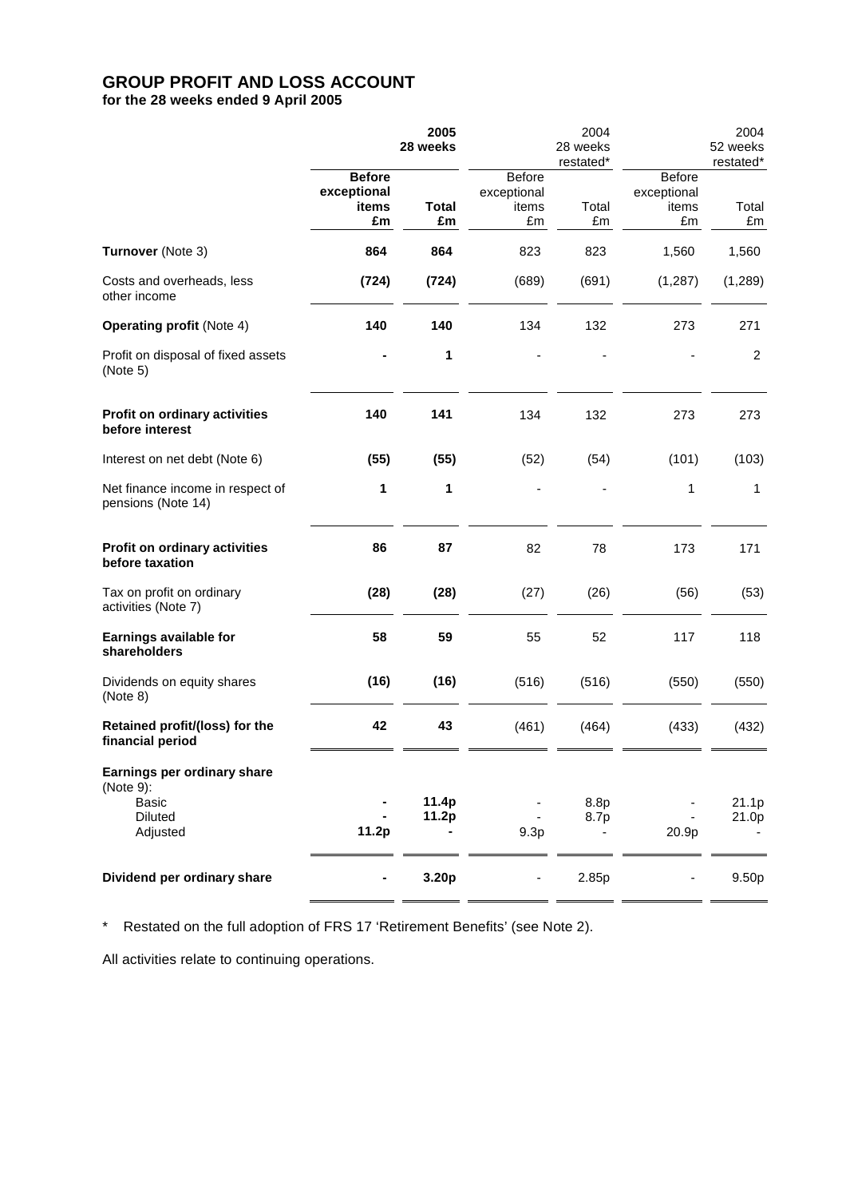# GROUP PROFIT AND LOSS ACCOUNT

**for the 28 weeks ended 9 April 2005**

| | **2005 28 weeks** | | 2004 28 weeks restated* | | 2004 52 weeks restated* | |
|---|---|---|---|---|---|---|
| | **Before exceptional items £m** | **Total £m** | Before exceptional items £m | Total £m | Before exceptional items £m | Total £m |
| **Turnover** (Note 3) | **864** | **864** | 823 | 823 | 1,560 | 1,560 |
| Costs and overheads, less other income | **(724)** | **(724)** | (689) | (691) | (1,287) | (1,289) |
| **Operating profit** (Note 4) | **140** | **140** | 134 | 132 | 273 | 271 |
| Profit on disposal of fixed assets (Note 5) | **-** | **1** | - | - | - | 2 |
| **Profit on ordinary activities before interest** | **140** | **141** | 134 | 132 | 273 | 273 |
| Interest on net debt (Note 6) | **(55)** | **(55)** | (52) | (54) | (101) | (103) |
| Net finance income in respect of pensions (Note 14) | **1** | **1** | - | - | 1 | 1 |
| **Profit on ordinary activities before taxation** | **86** | **87** | 82 | 78 | 173 | 171 |
| Tax on profit on ordinary activities (Note 7) | **(28)** | **(28)** | (27) | (26) | (56) | (53) |
| **Earnings available for shareholders** | **58** | **59** | 55 | 52 | 117 | 118 |
| Dividends on equity shares (Note 8) | **(16)** | **(16)** | (516) | (516) | (550) | (550) |
| **Retained profit/(loss) for the financial period** | **42** | **43** | (461) | (464) | (433) | (432) |
| **Earnings per ordinary share** (Note 9): | | | | | | |
| Basic | **-** | **11.4p** | - | 8.8p | - | 21.1p |
| Diluted | **-** | **11.2p** | - | 8.7p | - | 21.0p |
| Adjusted | **11.2p** | **-** | 9.3p | - | 20.9p | - |
| **Dividend per ordinary share** | **-** | **3.20p** | - | 2.85p | - | 9.50p |

\* Restated on the full adoption of FRS 17 'Retirement Benefits' (see Note 2).

All activities relate to continuing operations.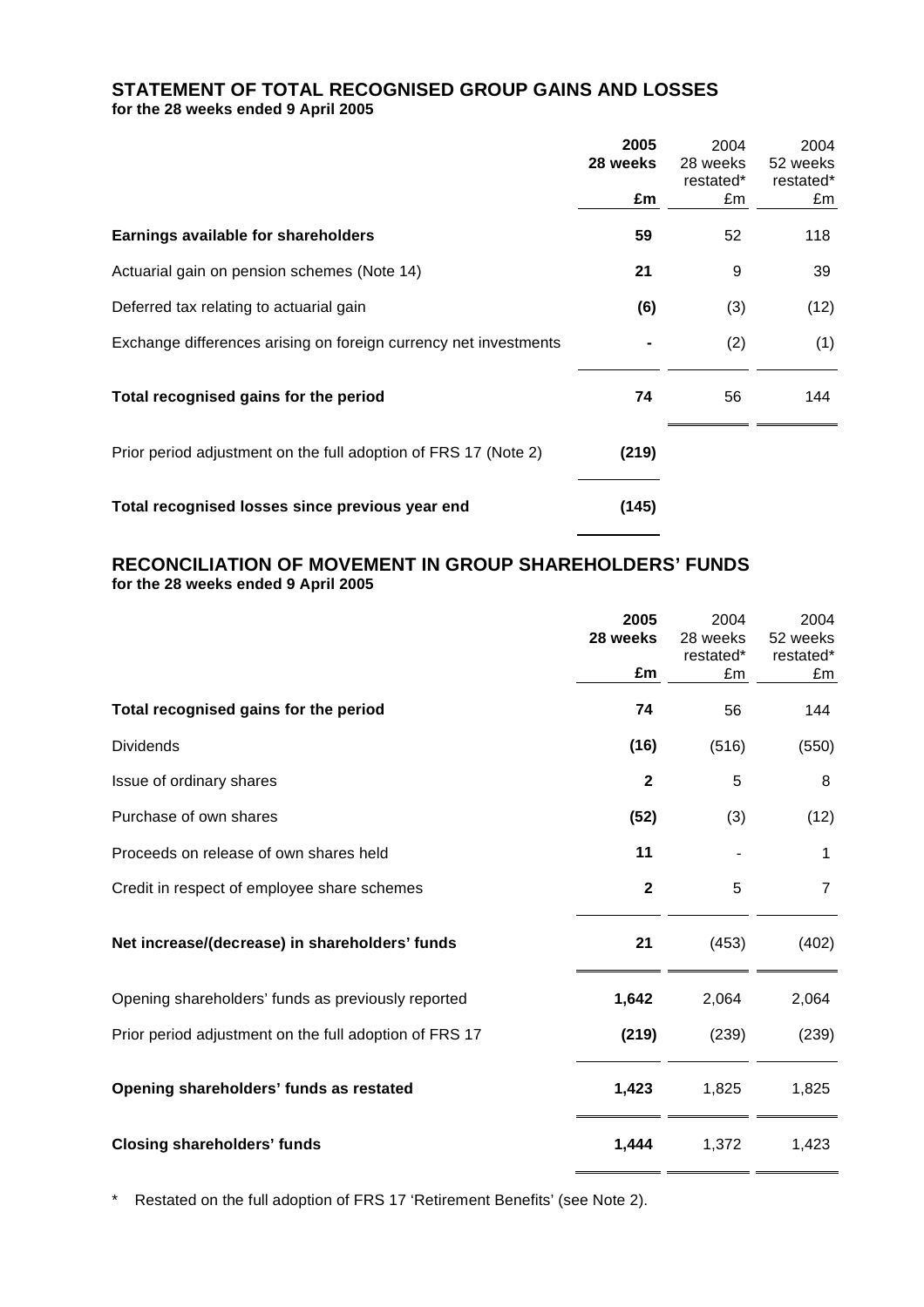## STATEMENT OF TOTAL RECOGNISED GROUP GAINS AND LOSSES

**for the 28 weeks ended 9 April 2005**

| | **2005 28 weeks £m** | 2004 28 weeks restated* £m | 2004 52 weeks restated* £m |
|---|---|---|---|
| **Earnings available for shareholders** | **59** | 52 | 118 |
| Actuarial gain on pension schemes (Note 14) | **21** | 9 | 39 |
| Deferred tax relating to actuarial gain | **(6)** | (3) | (12) |
| Exchange differences arising on foreign currency net investments | **-** | (2) | (1) |
| **Total recognised gains for the period** | **74** | 56 | 144 |
| Prior period adjustment on the full adoption of FRS 17 (Note 2) | **(219)** | | |
| **Total recognised losses since previous year end** | **(145)** | | |

## RECONCILIATION OF MOVEMENT IN GROUP SHAREHOLDERS' FUNDS

**for the 28 weeks ended 9 April 2005**

| | **2005 28 weeks £m** | 2004 28 weeks restated* £m | 2004 52 weeks restated* £m |
|---|---|---|---|
| **Total recognised gains for the period** | **74** | 56 | 144 |
| Dividends | **(16)** | (516) | (550) |
| Issue of ordinary shares | **2** | 5 | 8 |
| Purchase of own shares | **(52)** | (3) | (12) |
| Proceeds on release of own shares held | **11** | - | 1 |
| Credit in respect of employee share schemes | **2** | 5 | 7 |
| **Net increase/(decrease) in shareholders' funds** | **21** | (453) | (402) |
| Opening shareholders' funds as previously reported | **1,642** | 2,064 | 2,064 |
| Prior period adjustment on the full adoption of FRS 17 | **(219)** | (239) | (239) |
| **Opening shareholders' funds as restated** | **1,423** | 1,825 | 1,825 |
| **Closing shareholders' funds** | **1,444** | 1,372 | 1,423 |

\* Restated on the full adoption of FRS 17 'Retirement Benefits' (see Note 2).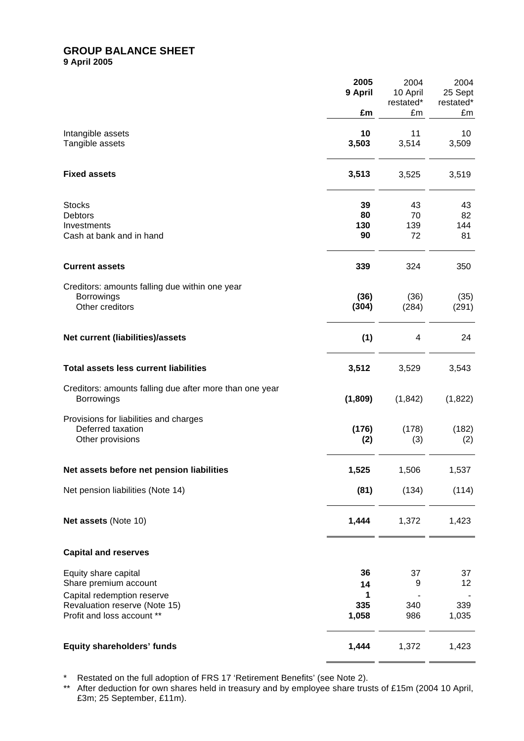# GROUP BALANCE SHEET

**9 April 2005**

| | **2005 9 April £m** | 2004 10 April restated* £m | 2004 25 Sept restated* £m |
|---|---|---|---|
| Intangible assets | **10** | 11 | 10 |
| Tangible assets | **3,503** | 3,514 | 3,509 |
| **Fixed assets** | **3,513** | 3,525 | 3,519 |
| Stocks | **39** | 43 | 43 |
| Debtors | **80** | 70 | 82 |
| Investments | **130** | 139 | 144 |
| Cash at bank and in hand | **90** | 72 | 81 |
| **Current assets** | **339** | 324 | 350 |
| Creditors: amounts falling due within one year | | | |
| Borrowings | **(36)** | (36) | (35) |
| Other creditors | **(304)** | (284) | (291) |
| **Net current (liabilities)/assets** | **(1)** | 4 | 24 |
| **Total assets less current liabilities** | **3,512** | 3,529 | 3,543 |
| Creditors: amounts falling due after more than one year | | | |
| Borrowings | **(1,809)** | (1,842) | (1,822) |
| Provisions for liabilities and charges | | | |
| Deferred taxation | **(176)** | (178) | (182) |
| Other provisions | **(2)** | (3) | (2) |
| **Net assets before net pension liabilities** | **1,525** | 1,506 | 1,537 |
| Net pension liabilities (Note 14) | **(81)** | (134) | (114) |
| **Net assets** (Note 10) | **1,444** | 1,372 | 1,423 |
| **Capital and reserves** | | | |
| Equity share capital | **36** | 37 | 37 |
| Share premium account | **14** | 9 | 12 |
| Capital redemption reserve | **1** | - | - |
| Revaluation reserve (Note 15) | **335** | 340 | 339 |
| Profit and loss account ** | **1,058** | 986 | 1,035 |
| **Equity shareholders' funds** | **1,444** | 1,372 | 1,423 |

\* Restated on the full adoption of FRS 17 'Retirement Benefits' (see Note 2).

\** After deduction for own shares held in treasury and by employee share trusts of £15m (2004 10 April, £3m; 25 September, £11m).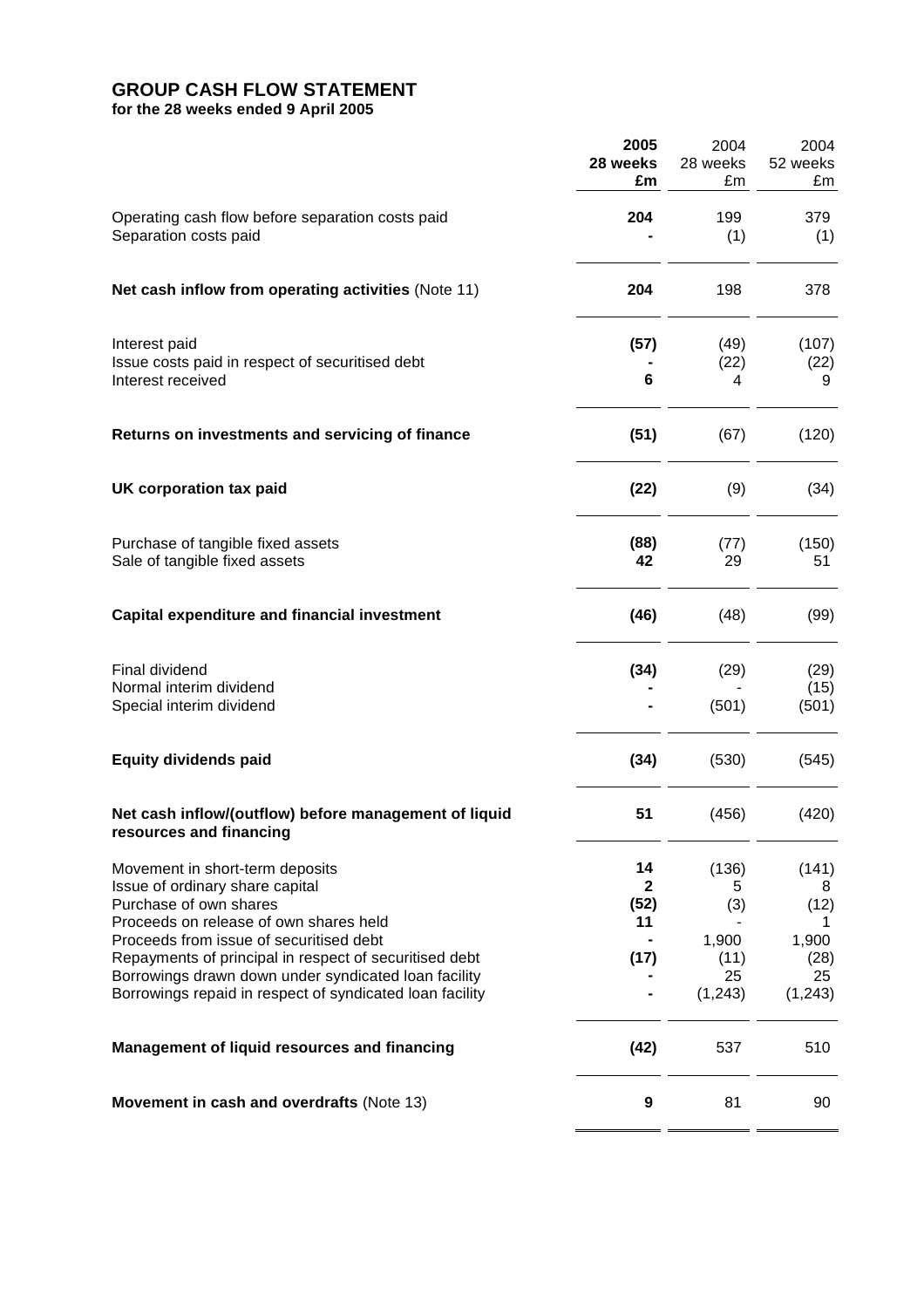# GROUP CASH FLOW STATEMENT

**for the 28 weeks ended 9 April 2005**

| | **2005 28 weeks £m** | 2004 28 weeks £m | 2004 52 weeks £m |
|---|---|---|---|
| Operating cash flow before separation costs paid | **204** | 199 | 379 |
| Separation costs paid | **-** | (1) | (1) |
| **Net cash inflow from operating activities** (Note 11) | **204** | 198 | 378 |
| Interest paid | **(57)** | (49) | (107) |
| Issue costs paid in respect of securitised debt | **-** | (22) | (22) |
| Interest received | **6** | 4 | 9 |
| **Returns on investments and servicing of finance** | **(51)** | (67) | (120) |
| **UK corporation tax paid** | **(22)** | (9) | (34) |
| Purchase of tangible fixed assets | **(88)** | (77) | (150) |
| Sale of tangible fixed assets | **42** | 29 | 51 |
| **Capital expenditure and financial investment** | **(46)** | (48) | (99) |
| Final dividend | **(34)** | (29) | (29) |
| Normal interim dividend | **-** | - | (15) |
| Special interim dividend | **-** | (501) | (501) |
| **Equity dividends paid** | **(34)** | (530) | (545) |
| **Net cash inflow/(outflow) before management of liquid resources and financing** | **51** | (456) | (420) |
| Movement in short-term deposits | **14** | (136) | (141) |
| Issue of ordinary share capital | **2** | 5 | 8 |
| Purchase of own shares | **(52)** | (3) | (12) |
| Proceeds on release of own shares held | **11** | - | 1 |
| Proceeds from issue of securitised debt | **-** | 1,900 | 1,900 |
| Repayments of principal in respect of securitised debt | **(17)** | (11) | (28) |
| Borrowings drawn down under syndicated loan facility | **-** | 25 | 25 |
| Borrowings repaid in respect of syndicated loan facility | **-** | (1,243) | (1,243) |
| **Management of liquid resources and financing** | **(42)** | 537 | 510 |
| **Movement in cash and overdrafts** (Note 13) | **9** | 81 | 90 |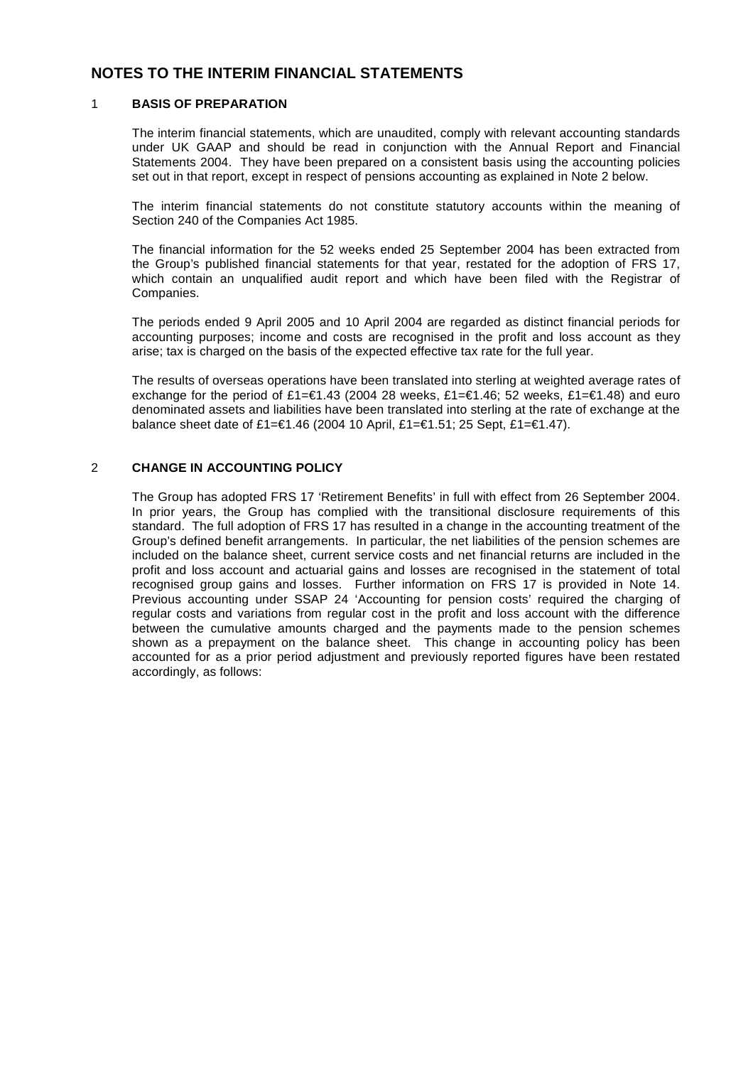# NOTES TO THE INTERIM FINANCIAL STATEMENTS

## 1 BASIS OF PREPARATION

The interim financial statements, which are unaudited, comply with relevant accounting standards under UK GAAP and should be read in conjunction with the Annual Report and Financial Statements 2004. They have been prepared on a consistent basis using the accounting policies set out in that report, except in respect of pensions accounting as explained in Note 2 below.

The interim financial statements do not constitute statutory accounts within the meaning of Section 240 of the Companies Act 1985.

The financial information for the 52 weeks ended 25 September 2004 has been extracted from the Group's published financial statements for that year, restated for the adoption of FRS 17, which contain an unqualified audit report and which have been filed with the Registrar of Companies.

The periods ended 9 April 2005 and 10 April 2004 are regarded as distinct financial periods for accounting purposes; income and costs are recognised in the profit and loss account as they arise; tax is charged on the basis of the expected effective tax rate for the full year.

The results of overseas operations have been translated into sterling at weighted average rates of exchange for the period of £1=€1.43 (2004 28 weeks, £1=€1.46; 52 weeks, £1=€1.48) and euro denominated assets and liabilities have been translated into sterling at the rate of exchange at the balance sheet date of £1=€1.46 (2004 10 April, £1=€1.51; 25 Sept, £1=€1.47).

## 2 CHANGE IN ACCOUNTING POLICY

The Group has adopted FRS 17 'Retirement Benefits' in full with effect from 26 September 2004. In prior years, the Group has complied with the transitional disclosure requirements of this standard. The full adoption of FRS 17 has resulted in a change in the accounting treatment of the Group's defined benefit arrangements. In particular, the net liabilities of the pension schemes are included on the balance sheet, current service costs and net financial returns are included in the profit and loss account and actuarial gains and losses are recognised in the statement of total recognised group gains and losses. Further information on FRS 17 is provided in Note 14. Previous accounting under SSAP 24 'Accounting for pension costs' required the charging of regular costs and variations from regular cost in the profit and loss account with the difference between the cumulative amounts charged and the payments made to the pension schemes shown as a prepayment on the balance sheet. This change in accounting policy has been accounted for as a prior period adjustment and previously reported figures have been restated accordingly, as follows: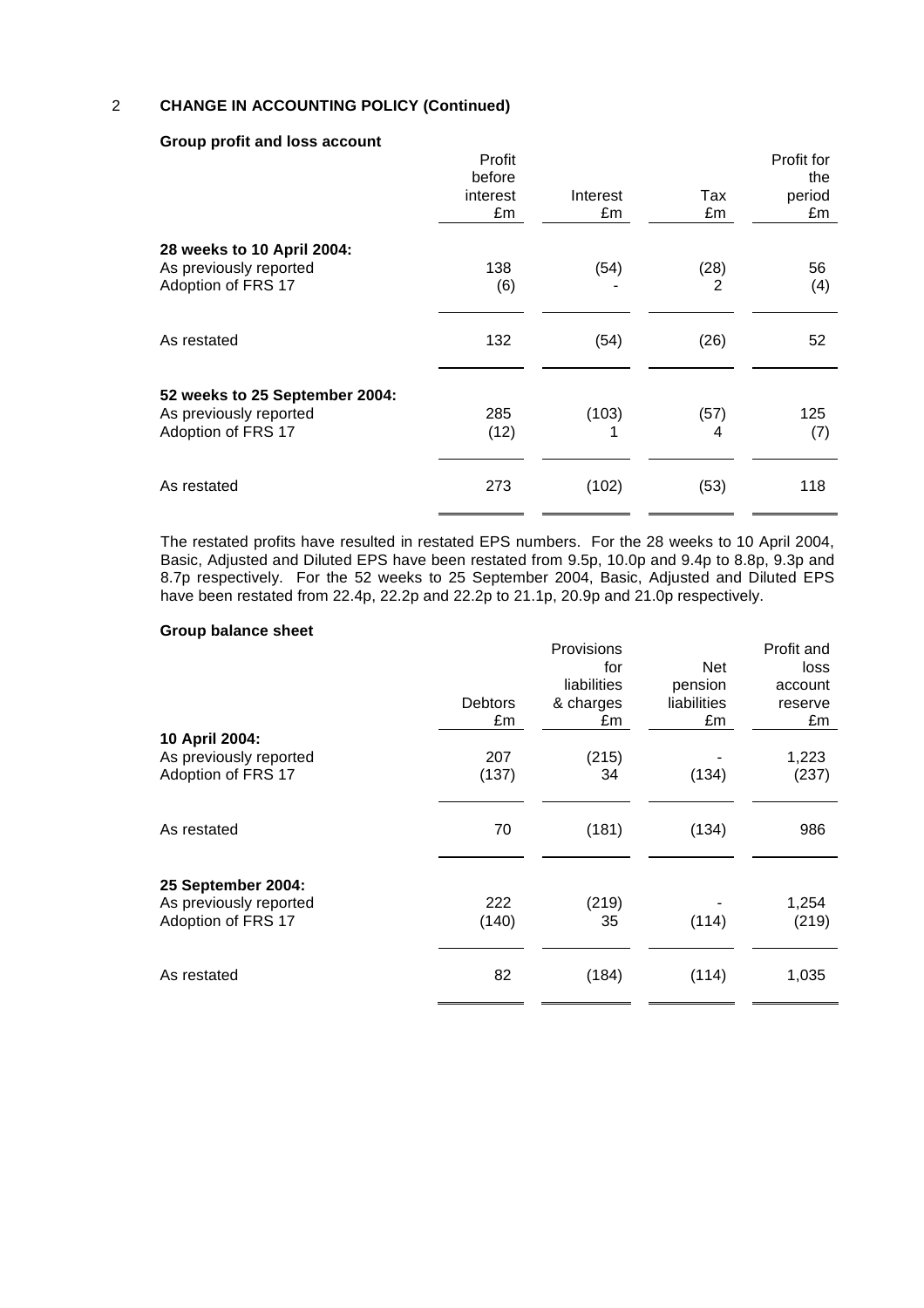## 2 CHANGE IN ACCOUNTING POLICY (Continued)

### Group profit and loss account

| | Profit before interest £m | Interest £m | Tax £m | Profit for the period £m |
|---|---|---|---|---|
| **28 weeks to 10 April 2004:** | | | | |
| As previously reported | 138 | (54) | (28) | 56 |
| Adoption of FRS 17 | (6) | - | 2 | (4) |
| As restated | 132 | (54) | (26) | 52 |
| **52 weeks to 25 September 2004:** | | | | |
| As previously reported | 285 | (103) | (57) | 125 |
| Adoption of FRS 17 | (12) | 1 | 4 | (7) |
| As restated | 273 | (102) | (53) | 118 |

The restated profits have resulted in restated EPS numbers. For the 28 weeks to 10 April 2004, Basic, Adjusted and Diluted EPS have been restated from 9.5p, 10.0p and 9.4p to 8.8p, 9.3p and 8.7p respectively. For the 52 weeks to 25 September 2004, Basic, Adjusted and Diluted EPS have been restated from 22.4p, 22.2p and 22.2p to 21.1p, 20.9p and 21.0p respectively.

### Group balance sheet

| | Debtors £m | Provisions for liabilities & charges £m | Net pension liabilities £m | Profit and loss account reserve £m |
|---|---|---|---|---|
| **10 April 2004:** | | | | |
| As previously reported | 207 | (215) | - | 1,223 |
| Adoption of FRS 17 | (137) | 34 | (134) | (237) |
| As restated | 70 | (181) | (134) | 986 |
| **25 September 2004:** | | | | |
| As previously reported | 222 | (219) | - | 1,254 |
| Adoption of FRS 17 | (140) | 35 | (114) | (219) |
| As restated | 82 | (184) | (114) | 1,035 |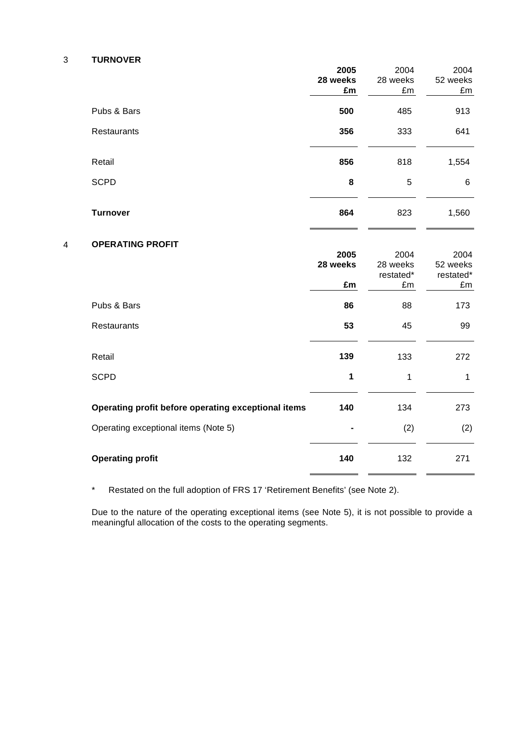## 3 TURNOVER

| | **2005 28 weeks £m** | 2004 28 weeks £m | 2004 52 weeks £m |
|---|---|---|---|
| Pubs & Bars | **500** | 485 | 913 |
| Restaurants | **356** | 333 | 641 |
| Retail | **856** | 818 | 1,554 |
| SCPD | **8** | 5 | 6 |
| **Turnover** | **864** | 823 | 1,560 |

## 4 OPERATING PROFIT

| | **2005 28 weeks £m** | 2004 28 weeks restated* £m | 2004 52 weeks restated* £m |
|---|---|---|---|
| Pubs & Bars | **86** | 88 | 173 |
| Restaurants | **53** | 45 | 99 |
| Retail | **139** | 133 | 272 |
| SCPD | **1** | 1 | 1 |
| **Operating profit before operating exceptional items** | **140** | 134 | 273 |
| Operating exceptional items (Note 5) | **-** | (2) | (2) |
| **Operating profit** | **140** | 132 | 271 |

\* Restated on the full adoption of FRS 17 'Retirement Benefits' (see Note 2).

Due to the nature of the operating exceptional items (see Note 5), it is not possible to provide a meaningful allocation of the costs to the operating segments.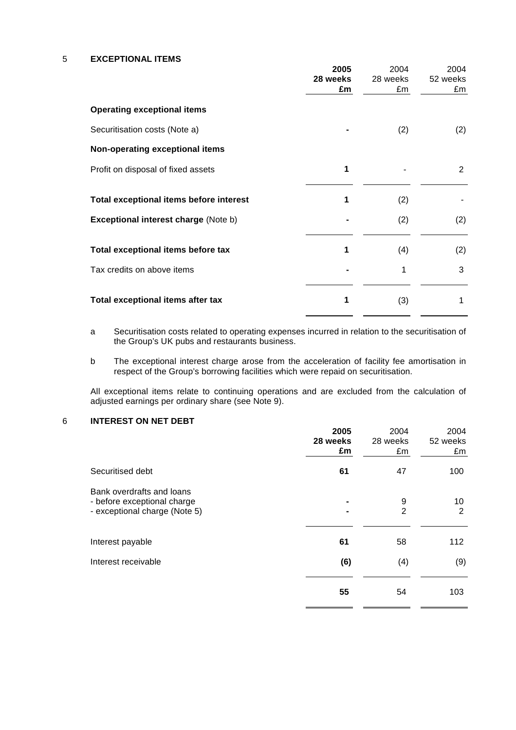## 5 EXCEPTIONAL ITEMS

| | **2005 28 weeks £m** | 2004 28 weeks £m | 2004 52 weeks £m |
|---|---|---|---|
| **Operating exceptional items** | | | |
| Securitisation costs (Note a) | **-** | (2) | (2) |
| **Non-operating exceptional items** | | | |
| Profit on disposal of fixed assets | **1** | - | 2 |
| **Total exceptional items before interest** | **1** | (2) | - |
| **Exceptional interest charge** (Note b) | **-** | (2) | (2) |
| **Total exceptional items before tax** | **1** | (4) | (2) |
| Tax credits on above items | **-** | 1 | 3 |
| **Total exceptional items after tax** | **1** | (3) | 1 |

a Securitisation costs related to operating expenses incurred in relation to the securitisation of the Group's UK pubs and restaurants business.

b The exceptional interest charge arose from the acceleration of facility fee amortisation in respect of the Group's borrowing facilities which were repaid on securitisation.

All exceptional items relate to continuing operations and are excluded from the calculation of adjusted earnings per ordinary share (see Note 9).

## 6 INTEREST ON NET DEBT

| | **2005 28 weeks £m** | 2004 28 weeks £m | 2004 52 weeks £m |
|---|---|---|---|
| Securitised debt | **61** | 47 | 100 |
| Bank overdrafts and loans | | | |
| - before exceptional charge | **-** | 9 | 10 |
| - exceptional charge (Note 5) | **-** | 2 | 2 |
| Interest payable | **61** | 58 | 112 |
| Interest receivable | **(6)** | (4) | (9) |
| | **55** | 54 | 103 |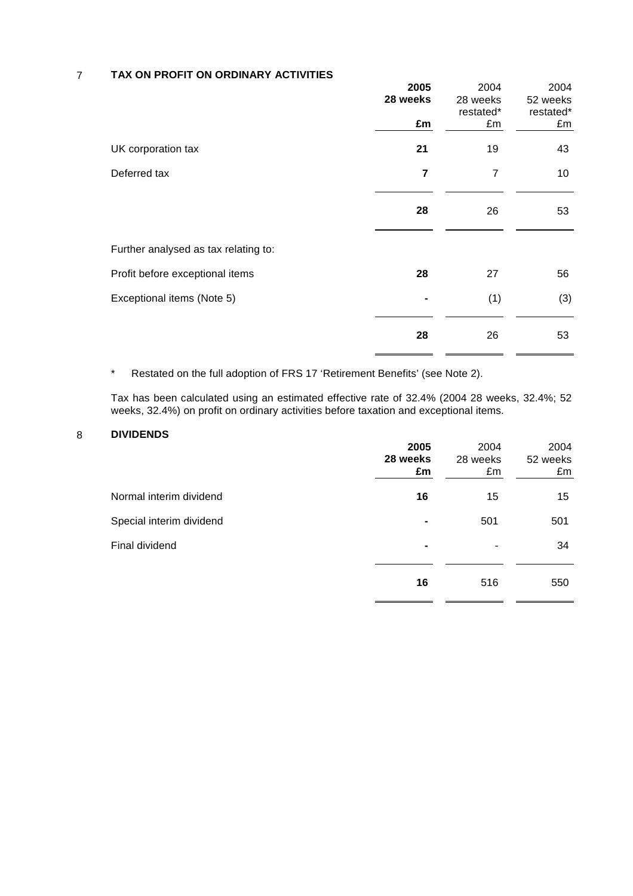## 7 TAX ON PROFIT ON ORDINARY ACTIVITIES

| | **2005** | 2004 | 2004 |
|---|---|---|---|
| | **28 weeks** | 28 weeks restated* | 52 weeks restated* |
| | **£m** | £m | £m |
| UK corporation tax | **21** | 19 | 43 |
| Deferred tax | **7** | 7 | 10 |
| | **28** | 26 | 53 |
| Further analysed as tax relating to: | | | |
| Profit before exceptional items | **28** | 27 | 56 |
| Exceptional items (Note 5) | **-** | (1) | (3) |
| | **28** | 26 | 53 |

\* Restated on the full adoption of FRS 17 'Retirement Benefits' (see Note 2).

Tax has been calculated using an estimated effective rate of 32.4% (2004 28 weeks, 32.4%; 52 weeks, 32.4%) on profit on ordinary activities before taxation and exceptional items.

## 8 DIVIDENDS

| | **2005** | 2004 | 2004 |
|---|---|---|---|
| | **28 weeks** | 28 weeks | 52 weeks |
| | **£m** | £m | £m |
| Normal interim dividend | **16** | 15 | 15 |
| Special interim dividend | **-** | 501 | 501 |
| Final dividend | **-** | - | 34 |
| | **16** | 516 | 550 |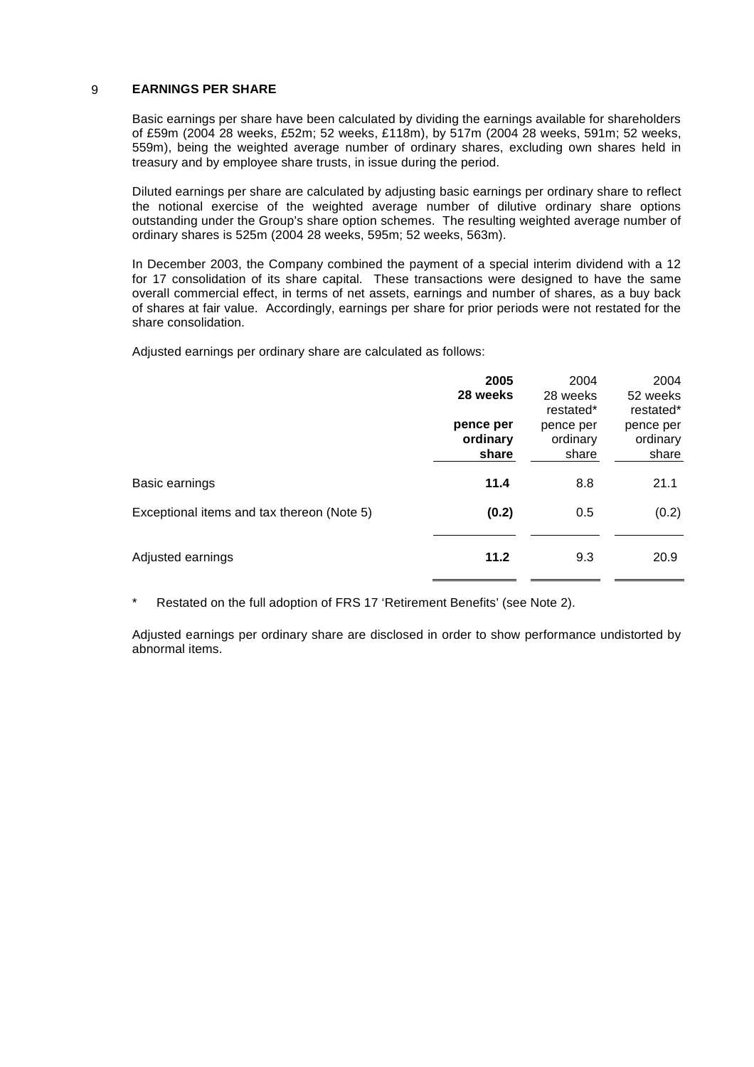## 9 EARNINGS PER SHARE

Basic earnings per share have been calculated by dividing the earnings available for shareholders of £59m (2004 28 weeks, £52m; 52 weeks, £118m), by 517m (2004 28 weeks, 591m; 52 weeks, 559m), being the weighted average number of ordinary shares, excluding own shares held in treasury and by employee share trusts, in issue during the period.

Diluted earnings per share are calculated by adjusting basic earnings per ordinary share to reflect the notional exercise of the weighted average number of dilutive ordinary share options outstanding under the Group's share option schemes. The resulting weighted average number of ordinary shares is 525m (2004 28 weeks, 595m; 52 weeks, 563m).

In December 2003, the Company combined the payment of a special interim dividend with a 12 for 17 consolidation of its share capital. These transactions were designed to have the same overall commercial effect, in terms of net assets, earnings and number of shares, as a buy back of shares at fair value. Accordingly, earnings per share for prior periods were not restated for the share consolidation.

Adjusted earnings per ordinary share are calculated as follows:

| | **2005 28 weeks** | 2004 28 weeks restated* | 2004 52 weeks restated* |
|---|---|---|---|
| | **pence per ordinary share** | pence per ordinary share | pence per ordinary share |
| Basic earnings | **11.4** | 8.8 | 21.1 |
| Exceptional items and tax thereon (Note 5) | **(0.2)** | 0.5 | (0.2) |
| Adjusted earnings | **11.2** | 9.3 | 20.9 |

\* Restated on the full adoption of FRS 17 'Retirement Benefits' (see Note 2).

Adjusted earnings per ordinary share are disclosed in order to show performance undistorted by abnormal items.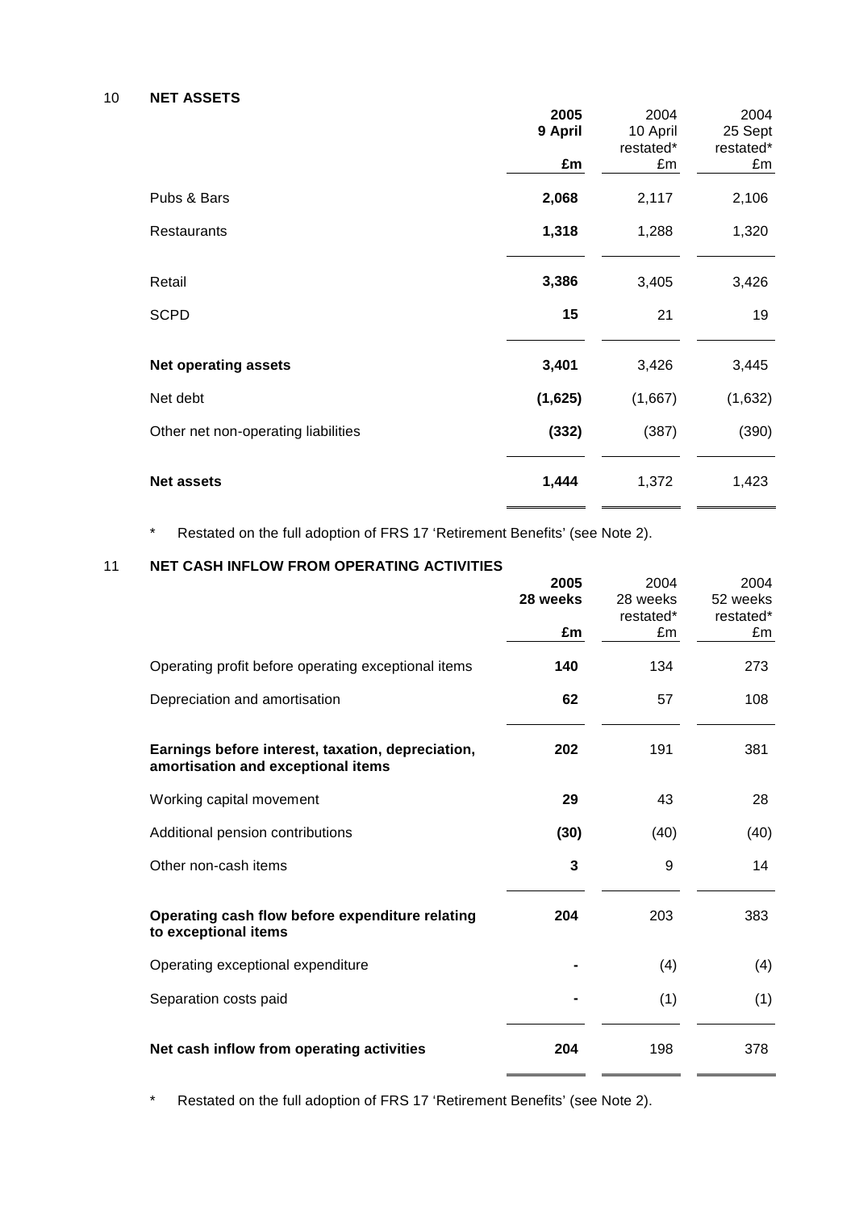## 10 NET ASSETS

| | 2005 9 April £m | 2004 10 April restated* £m | 2004 25 Sept restated* £m |
|---|---|---|---|
| Pubs & Bars | **2,068** | 2,117 | 2,106 |
| Restaurants | **1,318** | 1,288 | 1,320 |
| Retail | **3,386** | 3,405 | 3,426 |
| SCPD | **15** | 21 | 19 |
| **Net operating assets** | **3,401** | 3,426 | 3,445 |
| Net debt | **(1,625)** | (1,667) | (1,632) |
| Other net non-operating liabilities | **(332)** | (387) | (390) |
| **Net assets** | **1,444** | 1,372 | 1,423 |

\* Restated on the full adoption of FRS 17 'Retirement Benefits' (see Note 2).

## 11 NET CASH INFLOW FROM OPERATING ACTIVITIES

| | 2005 28 weeks £m | 2004 28 weeks restated* £m | 2004 52 weeks restated* £m |
|---|---|---|---|
| Operating profit before operating exceptional items | **140** | 134 | 273 |
| Depreciation and amortisation | **62** | 57 | 108 |
| **Earnings before interest, taxation, depreciation, amortisation and exceptional items** | **202** | 191 | 381 |
| Working capital movement | **29** | 43 | 28 |
| Additional pension contributions | **(30)** | (40) | (40) |
| Other non-cash items | **3** | 9 | 14 |
| **Operating cash flow before expenditure relating to exceptional items** | **204** | 203 | 383 |
| Operating exceptional expenditure | **-** | (4) | (4) |
| Separation costs paid | **-** | (1) | (1) |
| **Net cash inflow from operating activities** | **204** | 198 | 378 |

\* Restated on the full adoption of FRS 17 'Retirement Benefits' (see Note 2).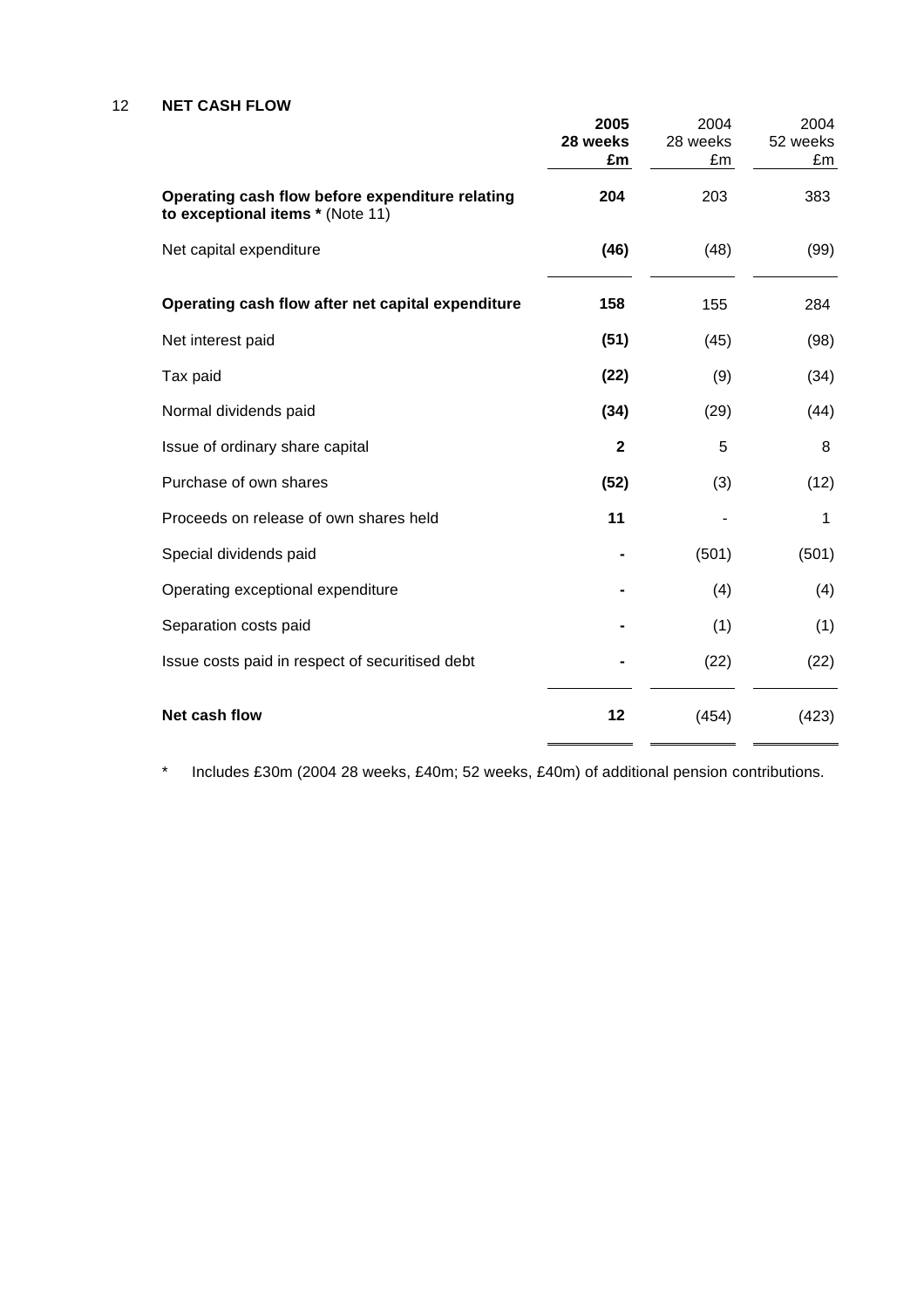## 12 NET CASH FLOW

| | **2005 28 weeks £m** | 2004 28 weeks £m | 2004 52 weeks £m |
|---|---|---|---|
| **Operating cash flow before expenditure relating to exceptional items *** (Note 11) | **204** | 203 | 383 |
| Net capital expenditure | **(46)** | (48) | (99) |
| **Operating cash flow after net capital expenditure** | **158** | 155 | 284 |
| Net interest paid | **(51)** | (45) | (98) |
| Tax paid | **(22)** | (9) | (34) |
| Normal dividends paid | **(34)** | (29) | (44) |
| Issue of ordinary share capital | **2** | 5 | 8 |
| Purchase of own shares | **(52)** | (3) | (12) |
| Proceeds on release of own shares held | **11** | - | 1 |
| Special dividends paid | **-** | (501) | (501) |
| Operating exceptional expenditure | **-** | (4) | (4) |
| Separation costs paid | **-** | (1) | (1) |
| Issue costs paid in respect of securitised debt | **-** | (22) | (22) |
| **Net cash flow** | **12** | (454) | (423) |

\* Includes £30m (2004 28 weeks, £40m; 52 weeks, £40m) of additional pension contributions.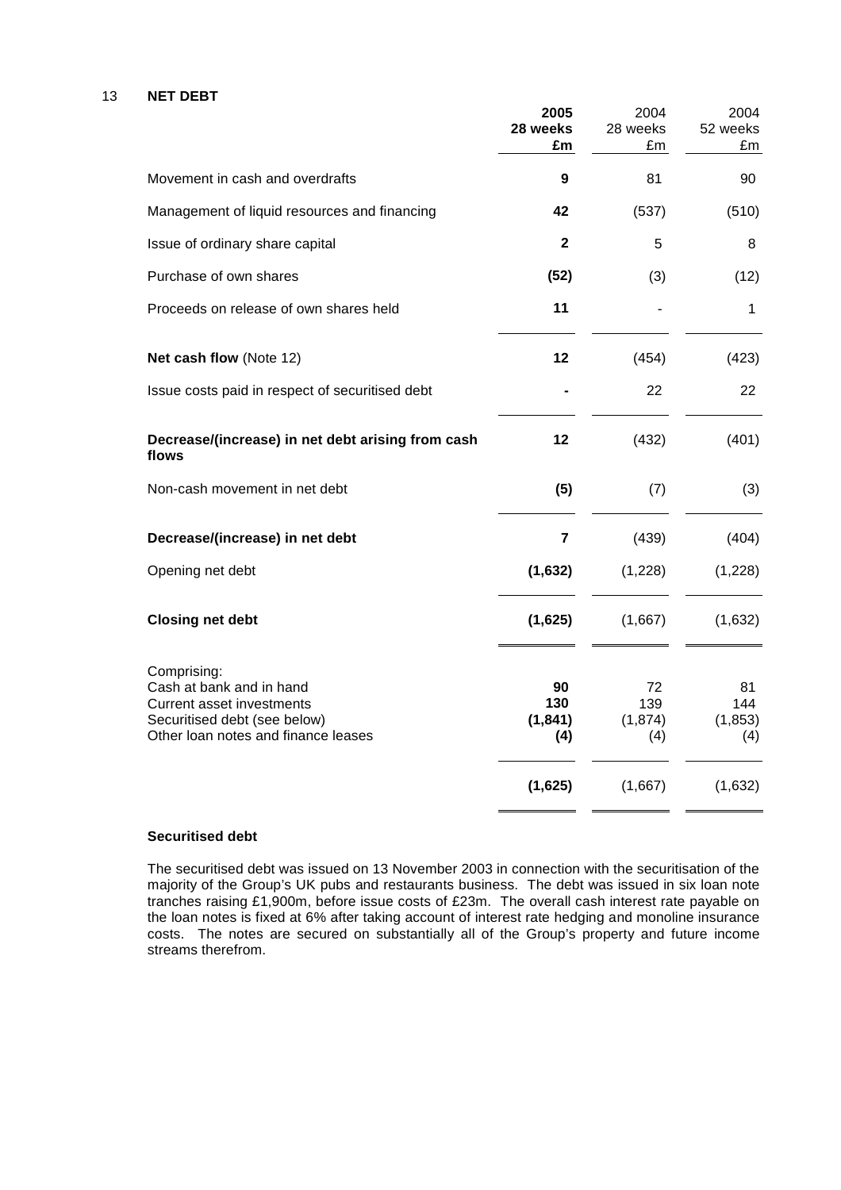## 13 NET DEBT

| | **2005 28 weeks £m** | 2004 28 weeks £m | 2004 52 weeks £m |
|---|---|---|---|
| Movement in cash and overdrafts | **9** | 81 | 90 |
| Management of liquid resources and financing | **42** | (537) | (510) |
| Issue of ordinary share capital | **2** | 5 | 8 |
| Purchase of own shares | **(52)** | (3) | (12) |
| Proceeds on release of own shares held | **11** | - | 1 |
| **Net cash flow** (Note 12) | **12** | (454) | (423) |
| Issue costs paid in respect of securitised debt | **-** | 22 | 22 |
| **Decrease/(increase) in net debt arising from cash flows** | **12** | (432) | (401) |
| Non-cash movement in net debt | **(5)** | (7) | (3) |
| **Decrease/(increase) in net debt** | **7** | (439) | (404) |
| Opening net debt | **(1,632)** | (1,228) | (1,228) |
| **Closing net debt** | **(1,625)** | (1,667) | (1,632) |
| Comprising: | | | |
| Cash at bank and in hand | **90** | 72 | 81 |
| Current asset investments | **130** | 139 | 144 |
| Securitised debt (see below) | **(1,841)** | (1,874) | (1,853) |
| Other loan notes and finance leases | **(4)** | (4) | (4) |
| | **(1,625)** | (1,667) | (1,632) |

**Securitised debt**

The securitised debt was issued on 13 November 2003 in connection with the securitisation of the majority of the Group's UK pubs and restaurants business. The debt was issued in six loan note tranches raising £1,900m, before issue costs of £23m. The overall cash interest rate payable on the loan notes is fixed at 6% after taking account of interest rate hedging and monoline insurance costs. The notes are secured on substantially all of the Group's property and future income streams therefrom.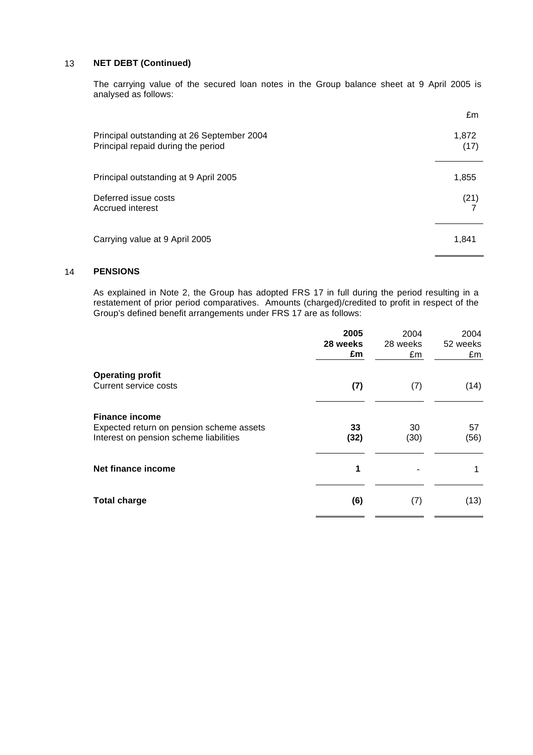## 13 NET DEBT (Continued)

The carrying value of the secured loan notes in the Group balance sheet at 9 April 2005 is analysed as follows:

| | £m |
|---|---|
| Principal outstanding at 26 September 2004 | 1,872 |
| Principal repaid during the period | (17) |
| Principal outstanding at 9 April 2005 | 1,855 |
| Deferred issue costs | (21) |
| Accrued interest | 7 |
| Carrying value at 9 April 2005 | 1,841 |

## 14 PENSIONS

As explained in Note 2, the Group has adopted FRS 17 in full during the period resulting in a restatement of prior period comparatives. Amounts (charged)/credited to profit in respect of the Group's defined benefit arrangements under FRS 17 are as follows:

| | **2005 28 weeks £m** | 2004 28 weeks £m | 2004 52 weeks £m |
|---|---|---|---|
| **Operating profit** | | | |
| Current service costs | **(7)** | (7) | (14) |
| **Finance income** | | | |
| Expected return on pension scheme assets | **33** | 30 | 57 |
| Interest on pension scheme liabilities | **(32)** | (30) | (56) |
| **Net finance income** | **1** | - | 1 |
| **Total charge** | **(6)** | (7) | (13) |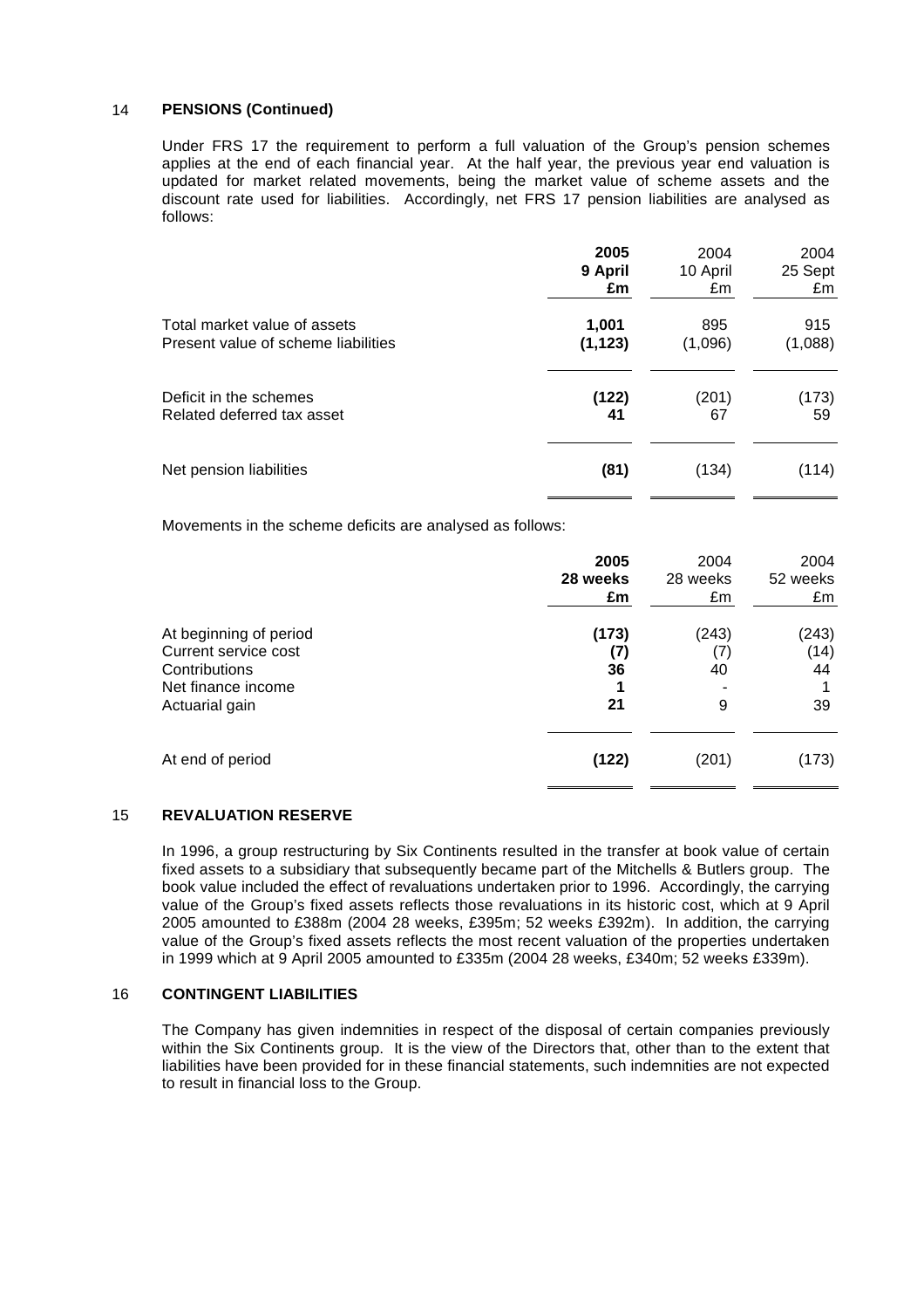## 14 PENSIONS (Continued)

Under FRS 17 the requirement to perform a full valuation of the Group's pension schemes applies at the end of each financial year. At the half year, the previous year end valuation is updated for market related movements, being the market value of scheme assets and the discount rate used for liabilities. Accordingly, net FRS 17 pension liabilities are analysed as follows:

| | **2005 9 April £m** | 2004 10 April £m | 2004 25 Sept £m |
|---|---|---|---|
| Total market value of assets | **1,001** | 895 | 915 |
| Present value of scheme liabilities | **(1,123)** | (1,096) | (1,088) |
| Deficit in the schemes | **(122)** | (201) | (173) |
| Related deferred tax asset | **41** | 67 | 59 |
| Net pension liabilities | **(81)** | (134) | (114) |

Movements in the scheme deficits are analysed as follows:

| | **2005 28 weeks £m** | 2004 28 weeks £m | 2004 52 weeks £m |
|---|---|---|---|
| At beginning of period | **(173)** | (243) | (243) |
| Current service cost | **(7)** | (7) | (14) |
| Contributions | **36** | 40 | 44 |
| Net finance income | **1** | - | 1 |
| Actuarial gain | **21** | 9 | 39 |
| At end of period | **(122)** | (201) | (173) |

## 15 REVALUATION RESERVE

In 1996, a group restructuring by Six Continents resulted in the transfer at book value of certain fixed assets to a subsidiary that subsequently became part of the Mitchells & Butlers group. The book value included the effect of revaluations undertaken prior to 1996. Accordingly, the carrying value of the Group's fixed assets reflects those revaluations in its historic cost, which at 9 April 2005 amounted to £388m (2004 28 weeks, £395m; 52 weeks £392m). In addition, the carrying value of the Group's fixed assets reflects the most recent valuation of the properties undertaken in 1999 which at 9 April 2005 amounted to £335m (2004 28 weeks, £340m; 52 weeks £339m).

## 16 CONTINGENT LIABILITIES

The Company has given indemnities in respect of the disposal of certain companies previously within the Six Continents group. It is the view of the Directors that, other than to the extent that liabilities have been provided for in these financial statements, such indemnities are not expected to result in financial loss to the Group.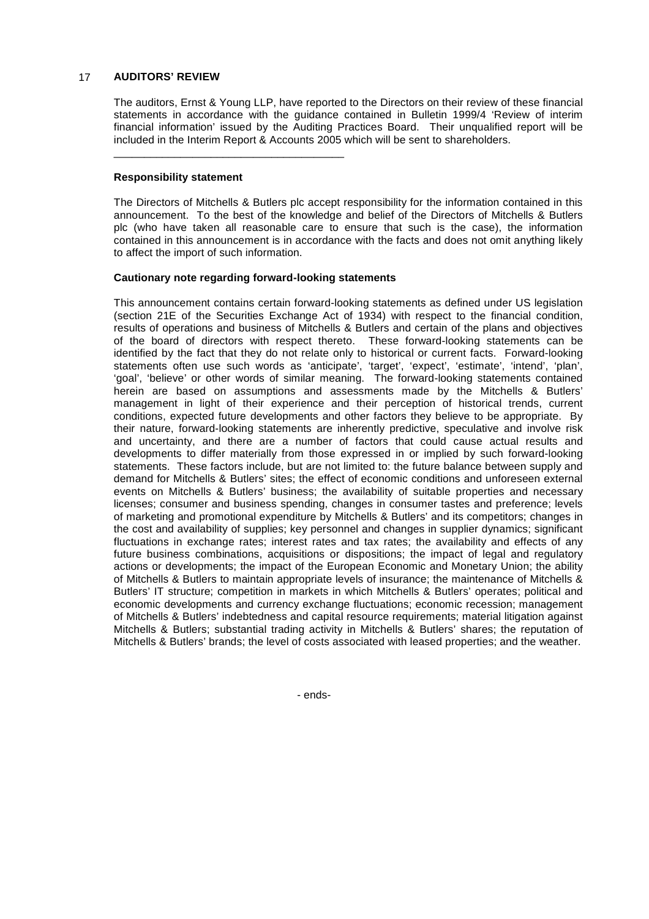## 17 AUDITORS' REVIEW

The auditors, Ernst & Young LLP, have reported to the Directors on their review of these financial statements in accordance with the guidance contained in Bulletin 1999/4 'Review of interim financial information' issued by the Auditing Practices Board. Their unqualified report will be included in the Interim Report & Accounts 2005 which will be sent to shareholders.

---

**Responsibility statement**

The Directors of Mitchells & Butlers plc accept responsibility for the information contained in this announcement. To the best of the knowledge and belief of the Directors of Mitchells & Butlers plc (who have taken all reasonable care to ensure that such is the case), the information contained in this announcement is in accordance with the facts and does not omit anything likely to affect the import of such information.

**Cautionary note regarding forward-looking statements**

This announcement contains certain forward-looking statements as defined under US legislation (section 21E of the Securities Exchange Act of 1934) with respect to the financial condition, results of operations and business of Mitchells & Butlers and certain of the plans and objectives of the board of directors with respect thereto. These forward-looking statements can be identified by the fact that they do not relate only to historical or current facts. Forward-looking statements often use such words as 'anticipate', 'target', 'expect', 'estimate', 'intend', 'plan', 'goal', 'believe' or other words of similar meaning. The forward-looking statements contained herein are based on assumptions and assessments made by the Mitchells & Butlers' management in light of their experience and their perception of historical trends, current conditions, expected future developments and other factors they believe to be appropriate. By their nature, forward-looking statements are inherently predictive, speculative and involve risk and uncertainty, and there are a number of factors that could cause actual results and developments to differ materially from those expressed in or implied by such forward-looking statements. These factors include, but are not limited to: the future balance between supply and demand for Mitchells & Butlers' sites; the effect of economic conditions and unforeseen external events on Mitchells & Butlers' business; the availability of suitable properties and necessary licenses; consumer and business spending, changes in consumer tastes and preference; levels of marketing and promotional expenditure by Mitchells & Butlers' and its competitors; changes in the cost and availability of supplies; key personnel and changes in supplier dynamics; significant fluctuations in exchange rates; interest rates and tax rates; the availability and effects of any future business combinations, acquisitions or dispositions; the impact of legal and regulatory actions or developments; the impact of the European Economic and Monetary Union; the ability of Mitchells & Butlers to maintain appropriate levels of insurance; the maintenance of Mitchells & Butlers' IT structure; competition in markets in which Mitchells & Butlers' operates; political and economic developments and currency exchange fluctuations; economic recession; management of Mitchells & Butlers' indebtedness and capital resource requirements; material litigation against Mitchells & Butlers; substantial trading activity in Mitchells & Butlers' shares; the reputation of Mitchells & Butlers' brands; the level of costs associated with leased properties; and the weather.

- ends-